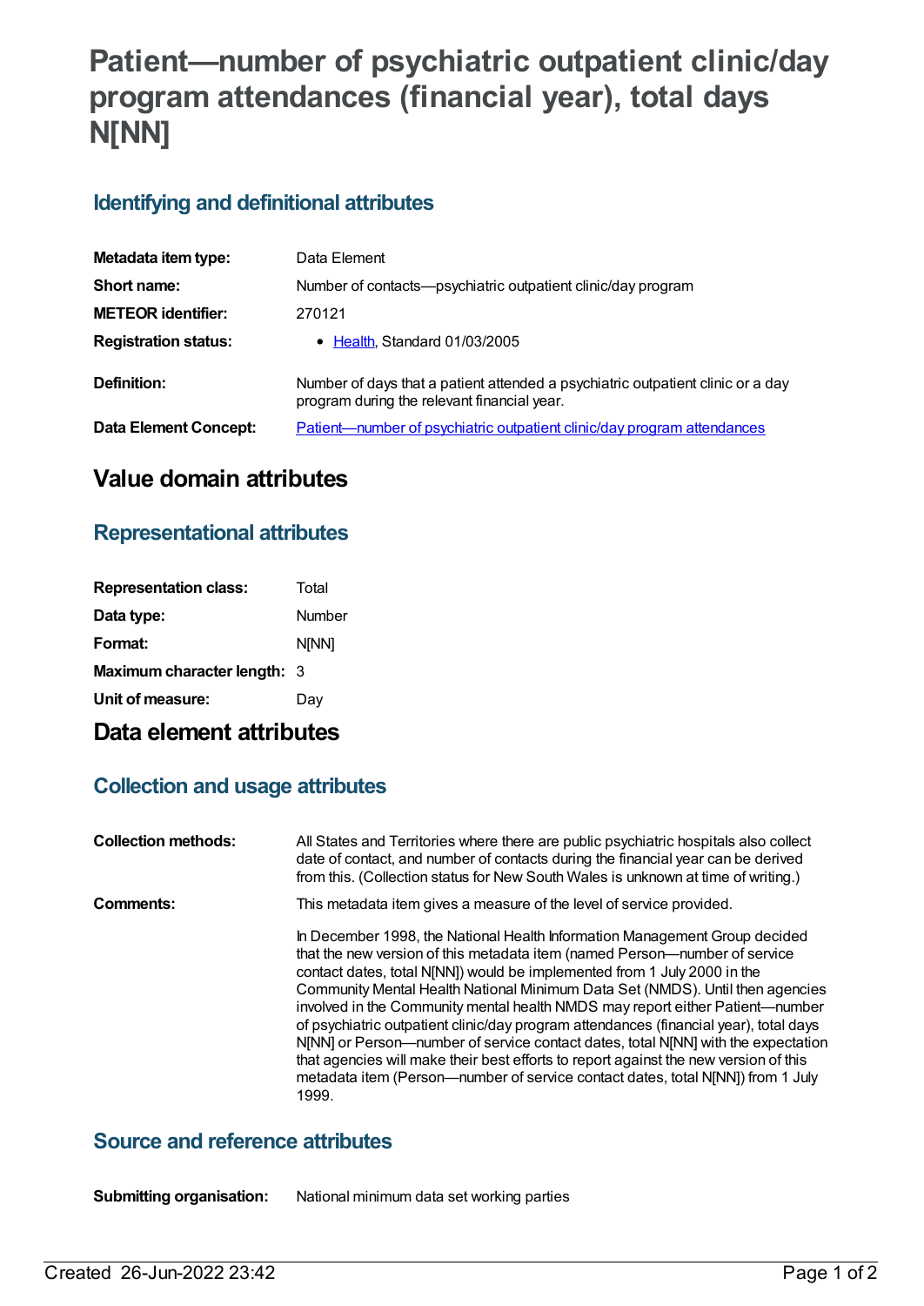# Patient—number of psychiatric outpatient clinic/day program attendances (financial year), total days N[NN]

## Identifying and definitional attributes

| | |
|---|---|
| **Metadata item type:** | Data Element |
| **Short name:** | Number of contacts—psychiatric outpatient clinic/day program |
| **METEOR identifier:** | 270121 |
| **Registration status:** | • Health, Standard 01/03/2005 |
| **Definition:** | Number of days that a patient attended a psychiatric outpatient clinic or a day program during the relevant financial year. |
| **Data Element Concept:** | Patient—number of psychiatric outpatient clinic/day program attendances |

# Value domain attributes

## Representational attributes

| | |
|---|---|
| **Representation class:** | Total |
| **Data type:** | Number |
| **Format:** | N[NN] |
| **Maximum character length:** | 3 |
| **Unit of measure:** | Day |

# Data element attributes

## Collection and usage attributes

**Collection methods:** All States and Territories where there are public psychiatric hospitals also collect date of contact, and number of contacts during the financial year can be derived from this. (Collection status for New South Wales is unknown at time of writing.)

**Comments:** This metadata item gives a measure of the level of service provided.

In December 1998, the National Health Information Management Group decided that the new version of this metadata item (named Person—number of service contact dates, total N[NN]) would be implemented from 1 July 2000 in the Community Mental Health National Minimum Data Set (NMDS). Until then agencies involved in the Community mental health NMDS may report either Patient—number of psychiatric outpatient clinic/day program attendances (financial year), total days N[NN] or Person—number of service contact dates, total N[NN] with the expectation that agencies will make their best efforts to report against the new version of this metadata item (Person—number of service contact dates, total N[NN]) from 1 July 1999.

## Source and reference attributes

**Submitting organisation:** National minimum data set working parties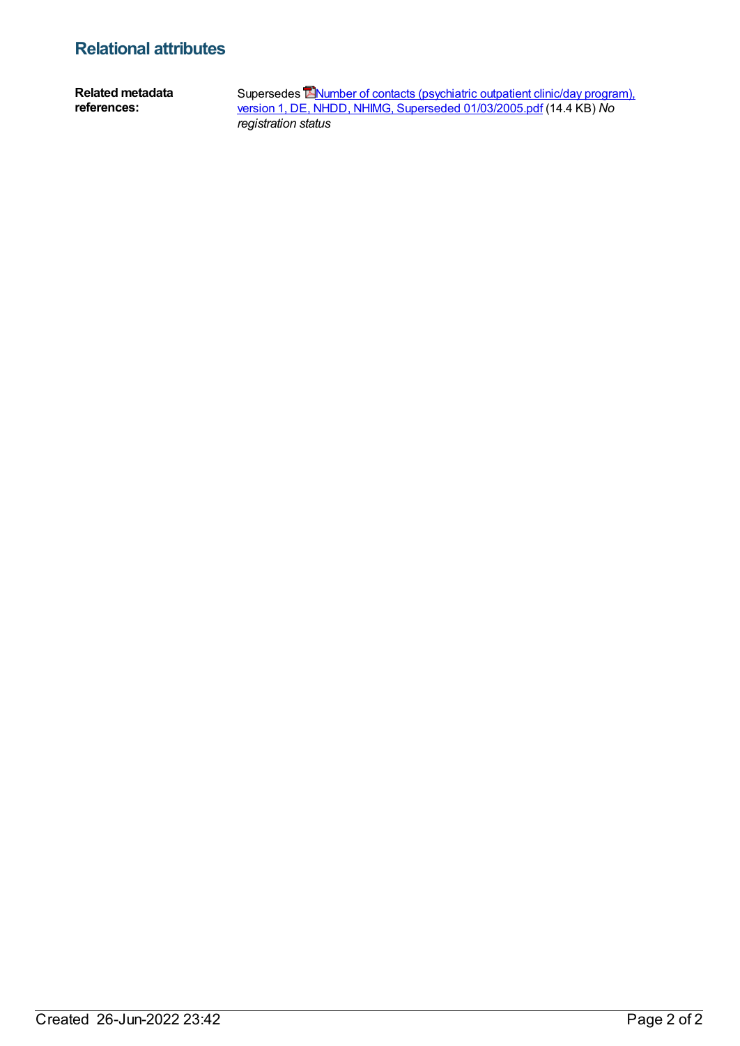## Relational attributes

**Related metadata references:**

Supersedes Number of contacts (psychiatric outpatient clinic/day program), version 1, DE, NHDD, NHIMG, Superseded 01/03/2005.pdf (14.4 KB) *No registration status*